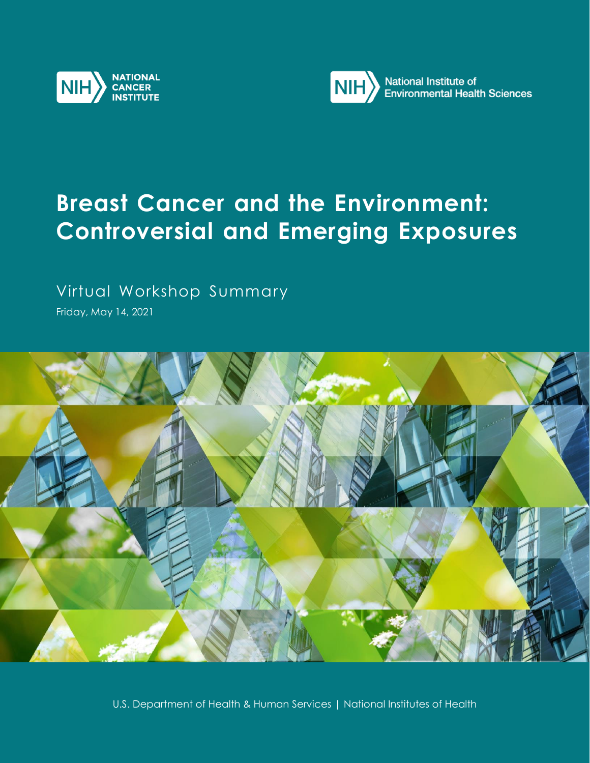NIH NATIONAL CANCER INSTITUTE

NIH National Institute of Environmental Health Sciences

# Breast Cancer and the Environment: Controversial and Emerging Exposures

Virtual Workshop Summary

Friday, May 14, 2021

U.S. Department of Health & Human Services | National Institutes of Health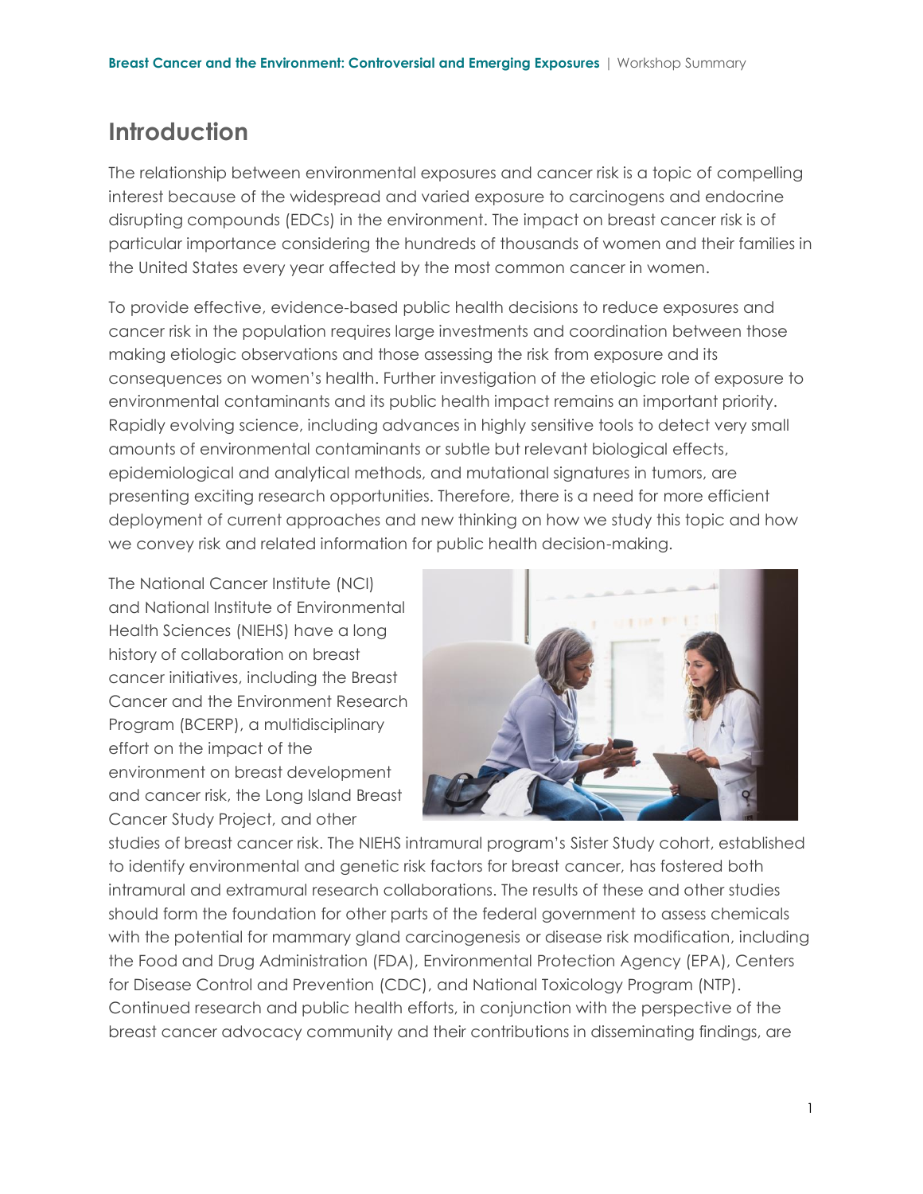# Introduction

The relationship between environmental exposures and cancer risk is a topic of compelling interest because of the widespread and varied exposure to carcinogens and endocrine disrupting compounds (EDCs) in the environment. The impact on breast cancer risk is of particular importance considering the hundreds of thousands of women and their families in the United States every year affected by the most common cancer in women.

To provide effective, evidence-based public health decisions to reduce exposures and cancer risk in the population requires large investments and coordination between those making etiologic observations and those assessing the risk from exposure and its consequences on women's health. Further investigation of the etiologic role of exposure to environmental contaminants and its public health impact remains an important priority. Rapidly evolving science, including advances in highly sensitive tools to detect very small amounts of environmental contaminants or subtle but relevant biological effects, epidemiological and analytical methods, and mutational signatures in tumors, are presenting exciting research opportunities. Therefore, there is a need for more efficient deployment of current approaches and new thinking on how we study this topic and how we convey risk and related information for public health decision-making.

The National Cancer Institute (NCI) and National Institute of Environmental Health Sciences (NIEHS) have a long history of collaboration on breast cancer initiatives, including the Breast Cancer and the Environment Research Program (BCERP), a multidisciplinary effort on the impact of the environment on breast development and cancer risk, the Long Island Breast Cancer Study Project, and other studies of breast cancer risk. The NIEHS intramural program's Sister Study cohort, established to identify environmental and genetic risk factors for breast cancer, has fostered both intramural and extramural research collaborations. The results of these and other studies should form the foundation for other parts of the federal government to assess chemicals with the potential for mammary gland carcinogenesis or disease risk modification, including the Food and Drug Administration (FDA), Environmental Protection Agency (EPA), Centers for Disease Control and Prevention (CDC), and National Toxicology Program (NTP). Continued research and public health efforts, in conjunction with the perspective of the breast cancer advocacy community and their contributions in disseminating findings, are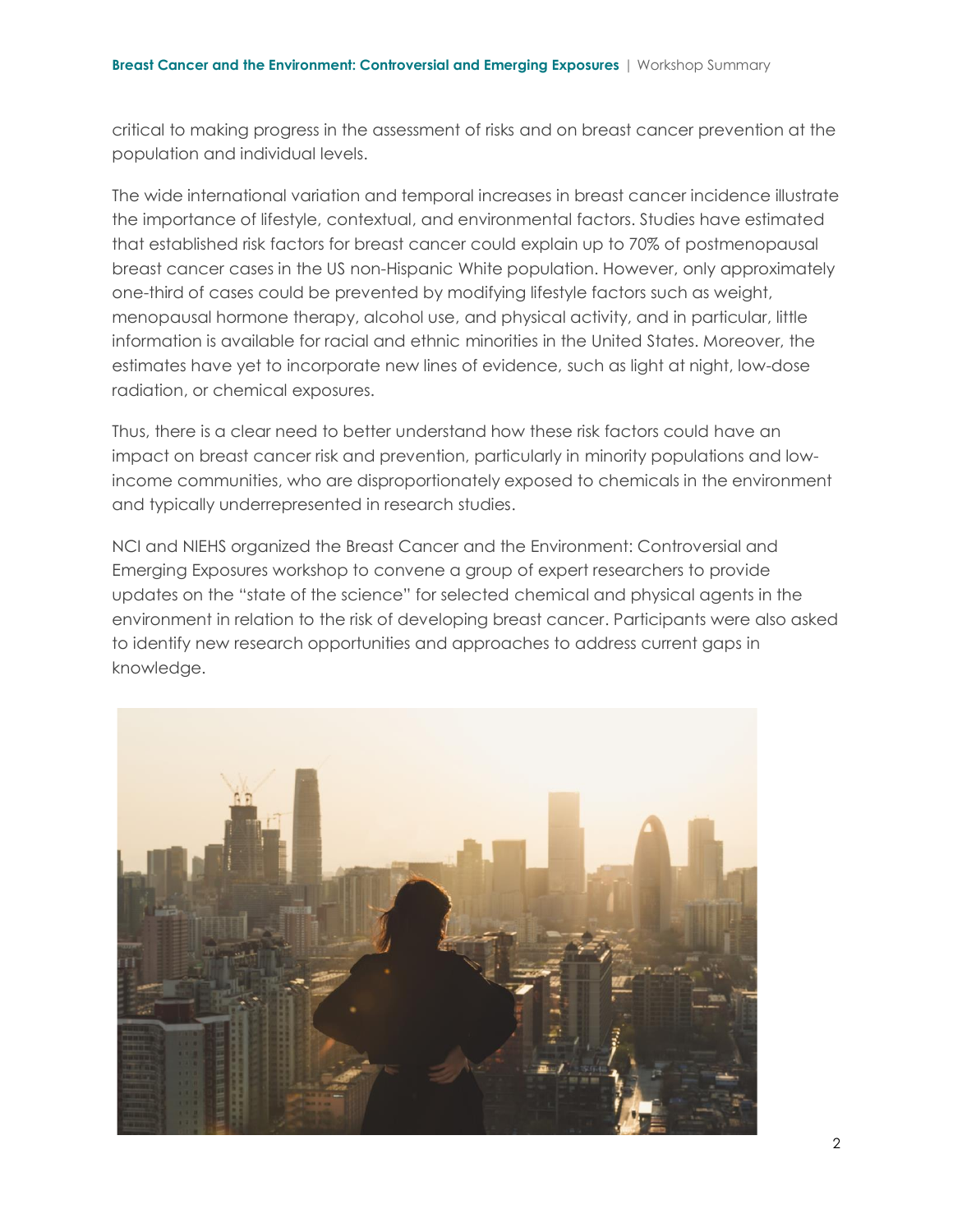critical to making progress in the assessment of risks and on breast cancer prevention at the population and individual levels.

The wide international variation and temporal increases in breast cancer incidence illustrate the importance of lifestyle, contextual, and environmental factors. Studies have estimated that established risk factors for breast cancer could explain up to 70% of postmenopausal breast cancer cases in the US non-Hispanic White population. However, only approximately one-third of cases could be prevented by modifying lifestyle factors such as weight, menopausal hormone therapy, alcohol use, and physical activity, and in particular, little information is available for racial and ethnic minorities in the United States. Moreover, the estimates have yet to incorporate new lines of evidence, such as light at night, low-dose radiation, or chemical exposures.

Thus, there is a clear need to better understand how these risk factors could have an impact on breast cancer risk and prevention, particularly in minority populations and low-income communities, who are disproportionately exposed to chemicals in the environment and typically underrepresented in research studies.

NCI and NIEHS organized the Breast Cancer and the Environment: Controversial and Emerging Exposures workshop to convene a group of expert researchers to provide updates on the "state of the science" for selected chemical and physical agents in the environment in relation to the risk of developing breast cancer. Participants were also asked to identify new research opportunities and approaches to address current gaps in knowledge.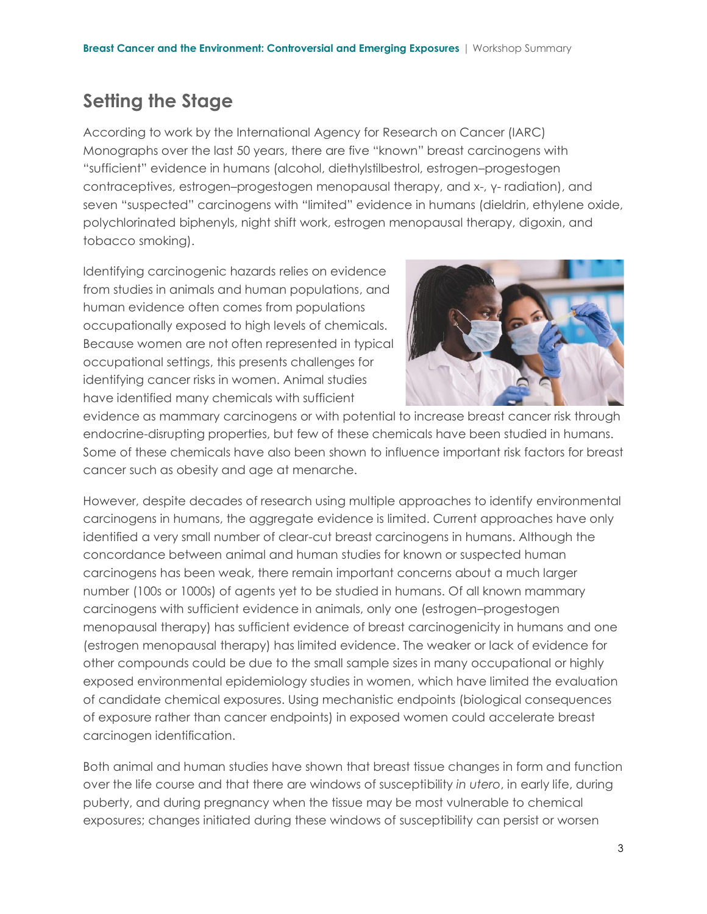## Setting the Stage

According to work by the International Agency for Research on Cancer (IARC) Monographs over the last 50 years, there are five "known" breast carcinogens with "sufficient" evidence in humans (alcohol, diethylstilbestrol, estrogen–progestogen contraceptives, estrogen–progestogen menopausal therapy, and x-, γ- radiation), and seven "suspected" carcinogens with "limited" evidence in humans (dieldrin, ethylene oxide, polychlorinated biphenyls, night shift work, estrogen menopausal therapy, digoxin, and tobacco smoking).

Identifying carcinogenic hazards relies on evidence from studies in animals and human populations, and human evidence often comes from populations occupationally exposed to high levels of chemicals. Because women are not often represented in typical occupational settings, this presents challenges for identifying cancer risks in women. Animal studies have identified many chemicals with sufficient evidence as mammary carcinogens or with potential to increase breast cancer risk through endocrine-disrupting properties, but few of these chemicals have been studied in humans. Some of these chemicals have also been shown to influence important risk factors for breast cancer such as obesity and age at menarche.

However, despite decades of research using multiple approaches to identify environmental carcinogens in humans, the aggregate evidence is limited. Current approaches have only identified a very small number of clear-cut breast carcinogens in humans. Although the concordance between animal and human studies for known or suspected human carcinogens has been weak, there remain important concerns about a much larger number (100s or 1000s) of agents yet to be studied in humans. Of all known mammary carcinogens with sufficient evidence in animals, only one (estrogen–progestogen menopausal therapy) has sufficient evidence of breast carcinogenicity in humans and one (estrogen menopausal therapy) has limited evidence. The weaker or lack of evidence for other compounds could be due to the small sample sizes in many occupational or highly exposed environmental epidemiology studies in women, which have limited the evaluation of candidate chemical exposures. Using mechanistic endpoints (biological consequences of exposure rather than cancer endpoints) in exposed women could accelerate breast carcinogen identification.

Both animal and human studies have shown that breast tissue changes in form and function over the life course and that there are windows of susceptibility *in utero*, in early life, during puberty, and during pregnancy when the tissue may be most vulnerable to chemical exposures; changes initiated during these windows of susceptibility can persist or worsen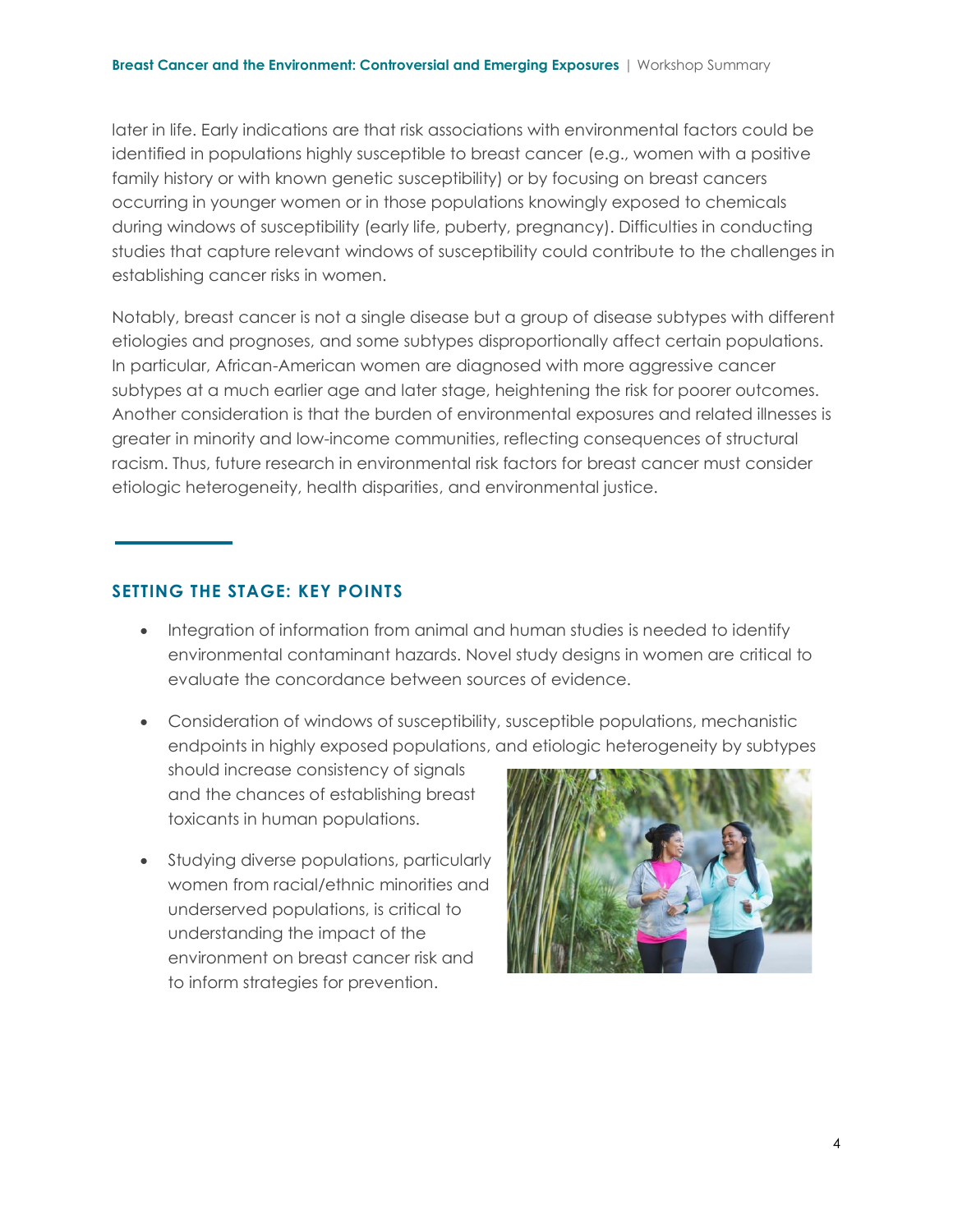later in life. Early indications are that risk associations with environmental factors could be identified in populations highly susceptible to breast cancer (e.g., women with a positive family history or with known genetic susceptibility) or by focusing on breast cancers occurring in younger women or in those populations knowingly exposed to chemicals during windows of susceptibility (early life, puberty, pregnancy). Difficulties in conducting studies that capture relevant windows of susceptibility could contribute to the challenges in establishing cancer risks in women.

Notably, breast cancer is not a single disease but a group of disease subtypes with different etiologies and prognoses, and some subtypes disproportionally affect certain populations. In particular, African-American women are diagnosed with more aggressive cancer subtypes at a much earlier age and later stage, heightening the risk for poorer outcomes. Another consideration is that the burden of environmental exposures and related illnesses is greater in minority and low-income communities, reflecting consequences of structural racism. Thus, future research in environmental risk factors for breast cancer must consider etiologic heterogeneity, health disparities, and environmental justice.

## SETTING THE STAGE: KEY POINTS

- Integration of information from animal and human studies is needed to identify environmental contaminant hazards. Novel study designs in women are critical to evaluate the concordance between sources of evidence.
- Consideration of windows of susceptibility, susceptible populations, mechanistic endpoints in highly exposed populations, and etiologic heterogeneity by subtypes should increase consistency of signals and the chances of establishing breast toxicants in human populations.
- Studying diverse populations, particularly women from racial/ethnic minorities and underserved populations, is critical to understanding the impact of the environment on breast cancer risk and to inform strategies for prevention.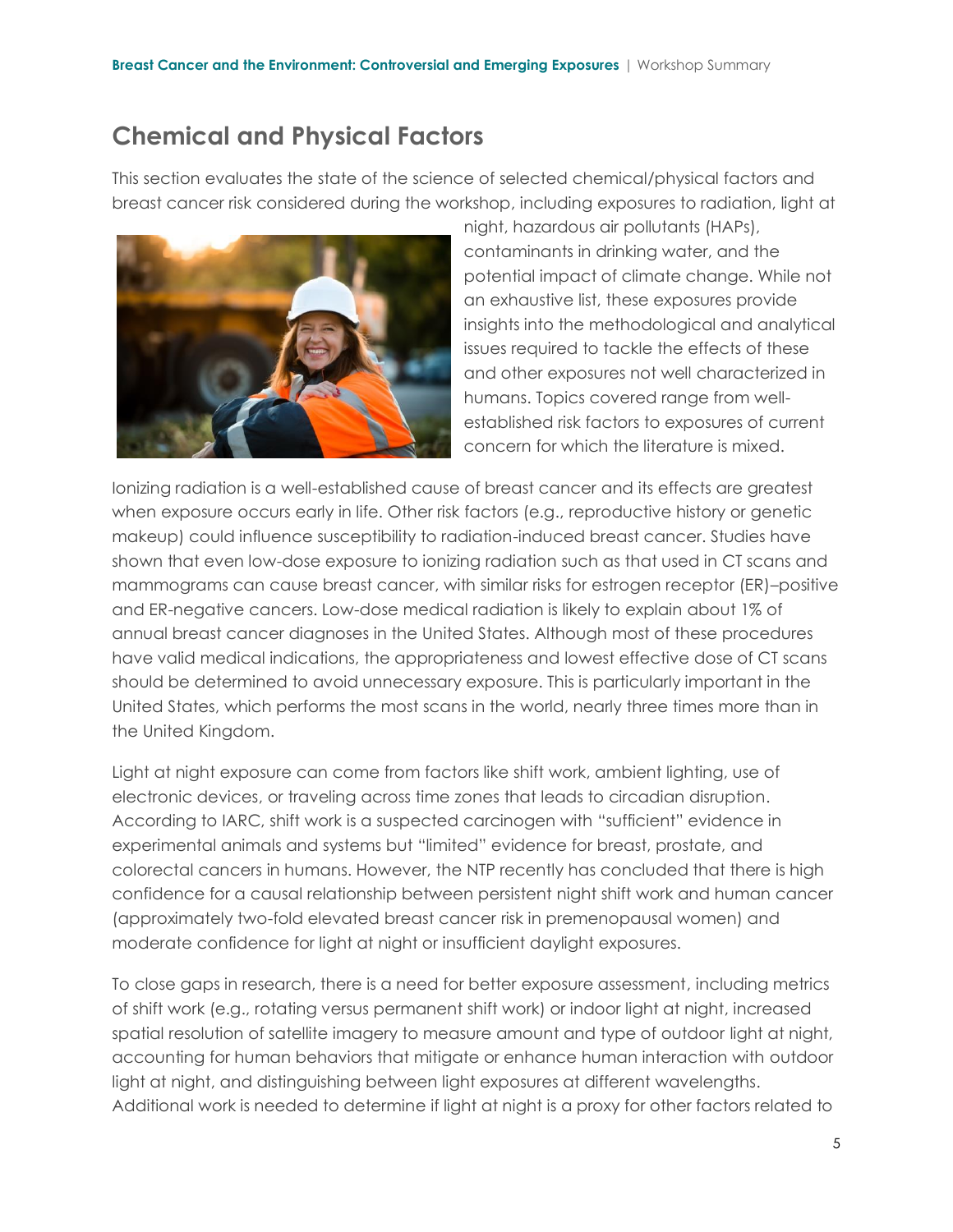## Chemical and Physical Factors

This section evaluates the state of the science of selected chemical/physical factors and breast cancer risk considered during the workshop, including exposures to radiation, light at night, hazardous air pollutants (HAPs), contaminants in drinking water, and the potential impact of climate change. While not an exhaustive list, these exposures provide insights into the methodological and analytical issues required to tackle the effects of these and other exposures not well characterized in humans. Topics covered range from well-established risk factors to exposures of current concern for which the literature is mixed.

Ionizing radiation is a well-established cause of breast cancer and its effects are greatest when exposure occurs early in life. Other risk factors (e.g., reproductive history or genetic makeup) could influence susceptibility to radiation-induced breast cancer. Studies have shown that even low-dose exposure to ionizing radiation such as that used in CT scans and mammograms can cause breast cancer, with similar risks for estrogen receptor (ER)–positive and ER-negative cancers. Low-dose medical radiation is likely to explain about 1% of annual breast cancer diagnoses in the United States. Although most of these procedures have valid medical indications, the appropriateness and lowest effective dose of CT scans should be determined to avoid unnecessary exposure. This is particularly important in the United States, which performs the most scans in the world, nearly three times more than in the United Kingdom.

Light at night exposure can come from factors like shift work, ambient lighting, use of electronic devices, or traveling across time zones that leads to circadian disruption. According to IARC, shift work is a suspected carcinogen with "sufficient" evidence in experimental animals and systems but "limited" evidence for breast, prostate, and colorectal cancers in humans. However, the NTP recently has concluded that there is high confidence for a causal relationship between persistent night shift work and human cancer (approximately two-fold elevated breast cancer risk in premenopausal women) and moderate confidence for light at night or insufficient daylight exposures.

To close gaps in research, there is a need for better exposure assessment, including metrics of shift work (e.g., rotating versus permanent shift work) or indoor light at night, increased spatial resolution of satellite imagery to measure amount and type of outdoor light at night, accounting for human behaviors that mitigate or enhance human interaction with outdoor light at night, and distinguishing between light exposures at different wavelengths. Additional work is needed to determine if light at night is a proxy for other factors related to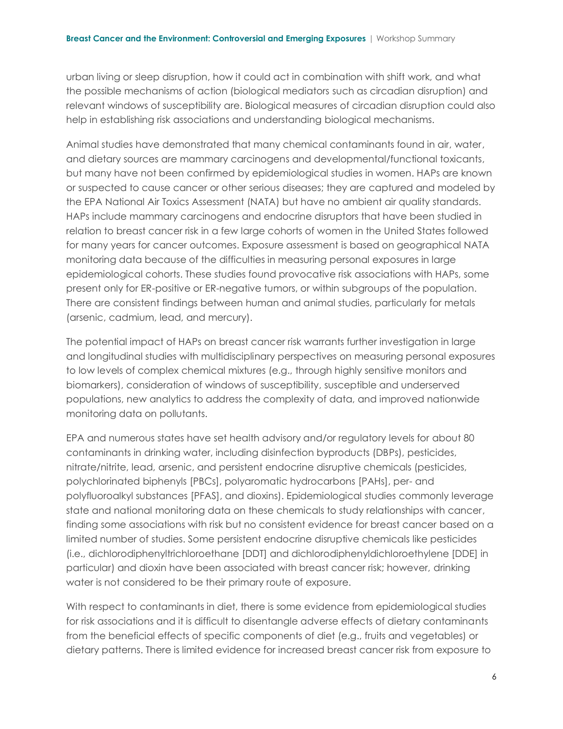urban living or sleep disruption, how it could act in combination with shift work, and what the possible mechanisms of action (biological mediators such as circadian disruption) and relevant windows of susceptibility are. Biological measures of circadian disruption could also help in establishing risk associations and understanding biological mechanisms.

Animal studies have demonstrated that many chemical contaminants found in air, water, and dietary sources are mammary carcinogens and developmental/functional toxicants, but many have not been confirmed by epidemiological studies in women. HAPs are known or suspected to cause cancer or other serious diseases; they are captured and modeled by the EPA National Air Toxics Assessment (NATA) but have no ambient air quality standards. HAPs include mammary carcinogens and endocrine disruptors that have been studied in relation to breast cancer risk in a few large cohorts of women in the United States followed for many years for cancer outcomes. Exposure assessment is based on geographical NATA monitoring data because of the difficulties in measuring personal exposures in large epidemiological cohorts. These studies found provocative risk associations with HAPs, some present only for ER-positive or ER-negative tumors, or within subgroups of the population. There are consistent findings between human and animal studies, particularly for metals (arsenic, cadmium, lead, and mercury).

The potential impact of HAPs on breast cancer risk warrants further investigation in large and longitudinal studies with multidisciplinary perspectives on measuring personal exposures to low levels of complex chemical mixtures (e.g., through highly sensitive monitors and biomarkers), consideration of windows of susceptibility, susceptible and underserved populations, new analytics to address the complexity of data, and improved nationwide monitoring data on pollutants.

EPA and numerous states have set health advisory and/or regulatory levels for about 80 contaminants in drinking water, including disinfection byproducts (DBPs), pesticides, nitrate/nitrite, lead, arsenic, and persistent endocrine disruptive chemicals (pesticides, polychlorinated biphenyls [PBCs], polyaromatic hydrocarbons [PAHs], per- and polyfluoroalkyl substances [PFAS], and dioxins). Epidemiological studies commonly leverage state and national monitoring data on these chemicals to study relationships with cancer, finding some associations with risk but no consistent evidence for breast cancer based on a limited number of studies. Some persistent endocrine disruptive chemicals like pesticides (i.e., dichlorodiphenyltrichloroethane [DDT] and dichlorodiphenyldichloroethylene [DDE] in particular) and dioxin have been associated with breast cancer risk; however, drinking water is not considered to be their primary route of exposure.

With respect to contaminants in diet, there is some evidence from epidemiological studies for risk associations and it is difficult to disentangle adverse effects of dietary contaminants from the beneficial effects of specific components of diet (e.g., fruits and vegetables) or dietary patterns. There is limited evidence for increased breast cancer risk from exposure to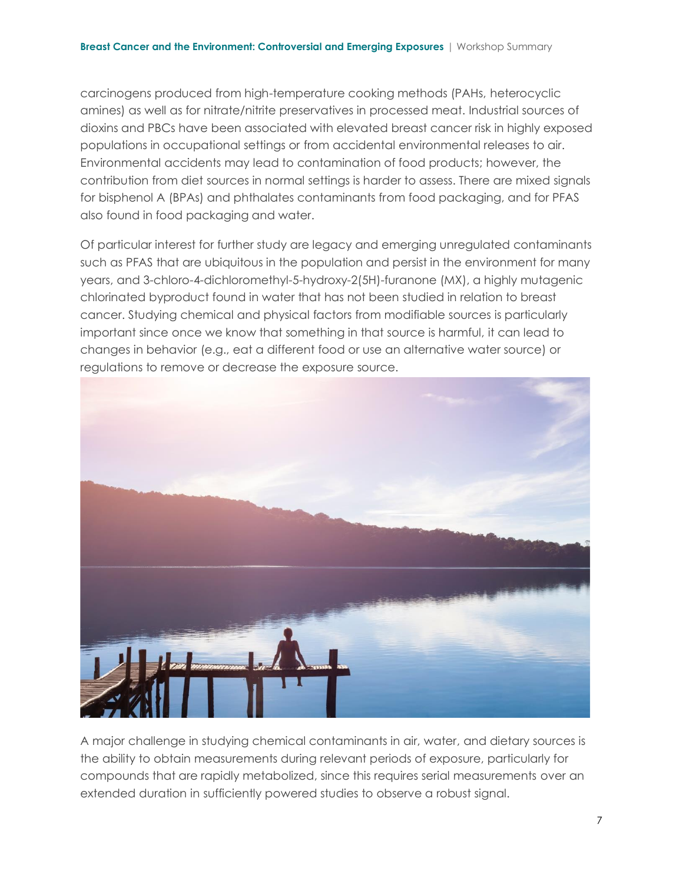carcinogens produced from high-temperature cooking methods (PAHs, heterocyclic amines) as well as for nitrate/nitrite preservatives in processed meat. Industrial sources of dioxins and PBCs have been associated with elevated breast cancer risk in highly exposed populations in occupational settings or from accidental environmental releases to air. Environmental accidents may lead to contamination of food products; however, the contribution from diet sources in normal settings is harder to assess. There are mixed signals for bisphenol A (BPAs) and phthalates contaminants from food packaging, and for PFAS also found in food packaging and water.

Of particular interest for further study are legacy and emerging unregulated contaminants such as PFAS that are ubiquitous in the population and persist in the environment for many years, and 3-chloro-4-dichloromethyl-5-hydroxy-2(5H)-furanone (MX), a highly mutagenic chlorinated byproduct found in water that has not been studied in relation to breast cancer. Studying chemical and physical factors from modifiable sources is particularly important since once we know that something in that source is harmful, it can lead to changes in behavior (e.g., eat a different food or use an alternative water source) or regulations to remove or decrease the exposure source.

A major challenge in studying chemical contaminants in air, water, and dietary sources is the ability to obtain measurements during relevant periods of exposure, particularly for compounds that are rapidly metabolized, since this requires serial measurements over an extended duration in sufficiently powered studies to observe a robust signal.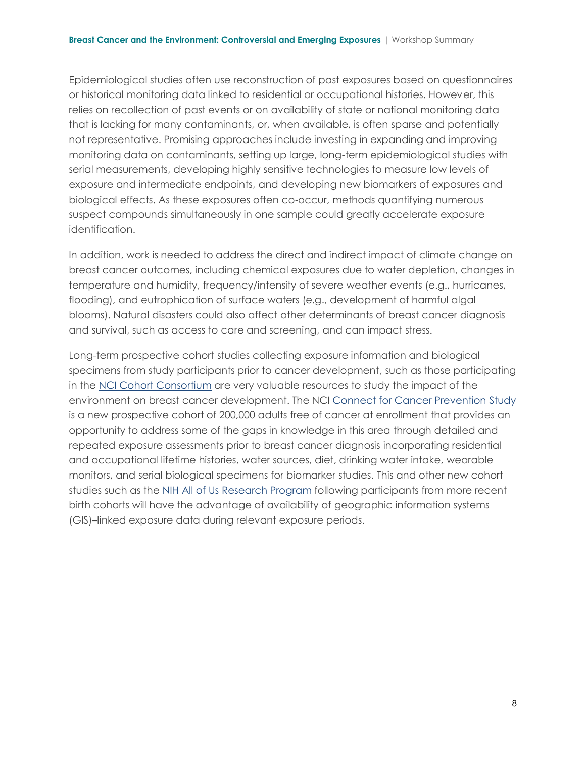Epidemiological studies often use reconstruction of past exposures based on questionnaires or historical monitoring data linked to residential or occupational histories. However, this relies on recollection of past events or on availability of state or national monitoring data that is lacking for many contaminants, or, when available, is often sparse and potentially not representative. Promising approaches include investing in expanding and improving monitoring data on contaminants, setting up large, long-term epidemiological studies with serial measurements, developing highly sensitive technologies to measure low levels of exposure and intermediate endpoints, and developing new biomarkers of exposures and biological effects. As these exposures often co-occur, methods quantifying numerous suspect compounds simultaneously in one sample could greatly accelerate exposure identification.

In addition, work is needed to address the direct and indirect impact of climate change on breast cancer outcomes, including chemical exposures due to water depletion, changes in temperature and humidity, frequency/intensity of severe weather events (e.g., hurricanes, flooding), and eutrophication of surface waters (e.g., development of harmful algal blooms). Natural disasters could also affect other determinants of breast cancer diagnosis and survival, such as access to care and screening, and can impact stress.

Long-term prospective cohort studies collecting exposure information and biological specimens from study participants prior to cancer development, such as those participating in the NCI Cohort Consortium are very valuable resources to study the impact of the environment on breast cancer development. The NCI Connect for Cancer Prevention Study is a new prospective cohort of 200,000 adults free of cancer at enrollment that provides an opportunity to address some of the gaps in knowledge in this area through detailed and repeated exposure assessments prior to breast cancer diagnosis incorporating residential and occupational lifetime histories, water sources, diet, drinking water intake, wearable monitors, and serial biological specimens for biomarker studies. This and other new cohort studies such as the NIH All of Us Research Program following participants from more recent birth cohorts will have the advantage of availability of geographic information systems (GIS)–linked exposure data during relevant exposure periods.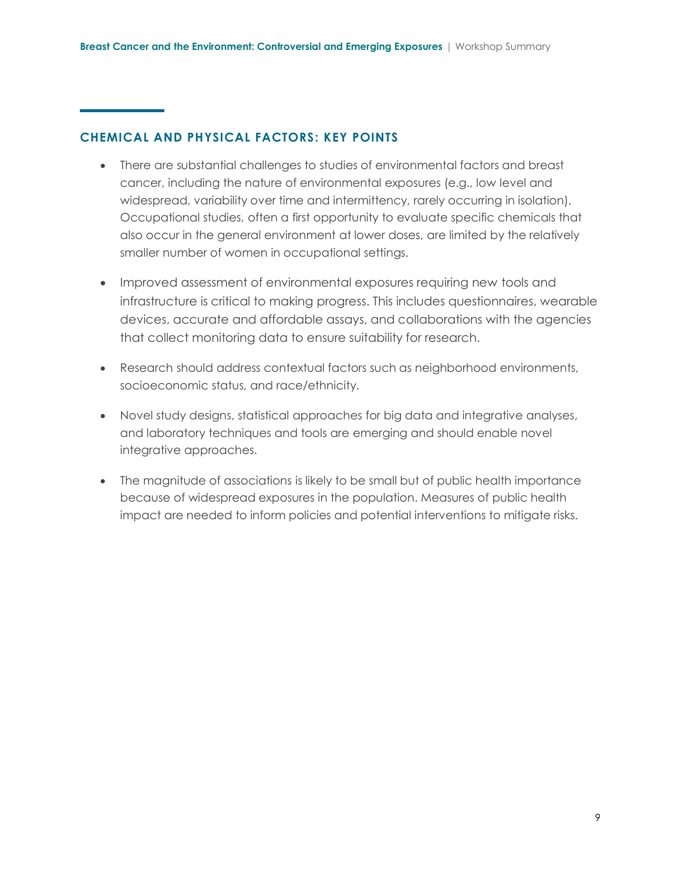## CHEMICAL AND PHYSICAL FACTORS: KEY POINTS

- There are substantial challenges to studies of environmental factors and breast cancer, including the nature of environmental exposures (e.g., low level and widespread, variability over time and intermittency, rarely occurring in isolation). Occupational studies, often a first opportunity to evaluate specific chemicals that also occur in the general environment at lower doses, are limited by the relatively smaller number of women in occupational settings.
- Improved assessment of environmental exposures requiring new tools and infrastructure is critical to making progress. This includes questionnaires, wearable devices, accurate and affordable assays, and collaborations with the agencies that collect monitoring data to ensure suitability for research.
- Research should address contextual factors such as neighborhood environments, socioeconomic status, and race/ethnicity.
- Novel study designs, statistical approaches for big data and integrative analyses, and laboratory techniques and tools are emerging and should enable novel integrative approaches.
- The magnitude of associations is likely to be small but of public health importance because of widespread exposures in the population. Measures of public health impact are needed to inform policies and potential interventions to mitigate risks.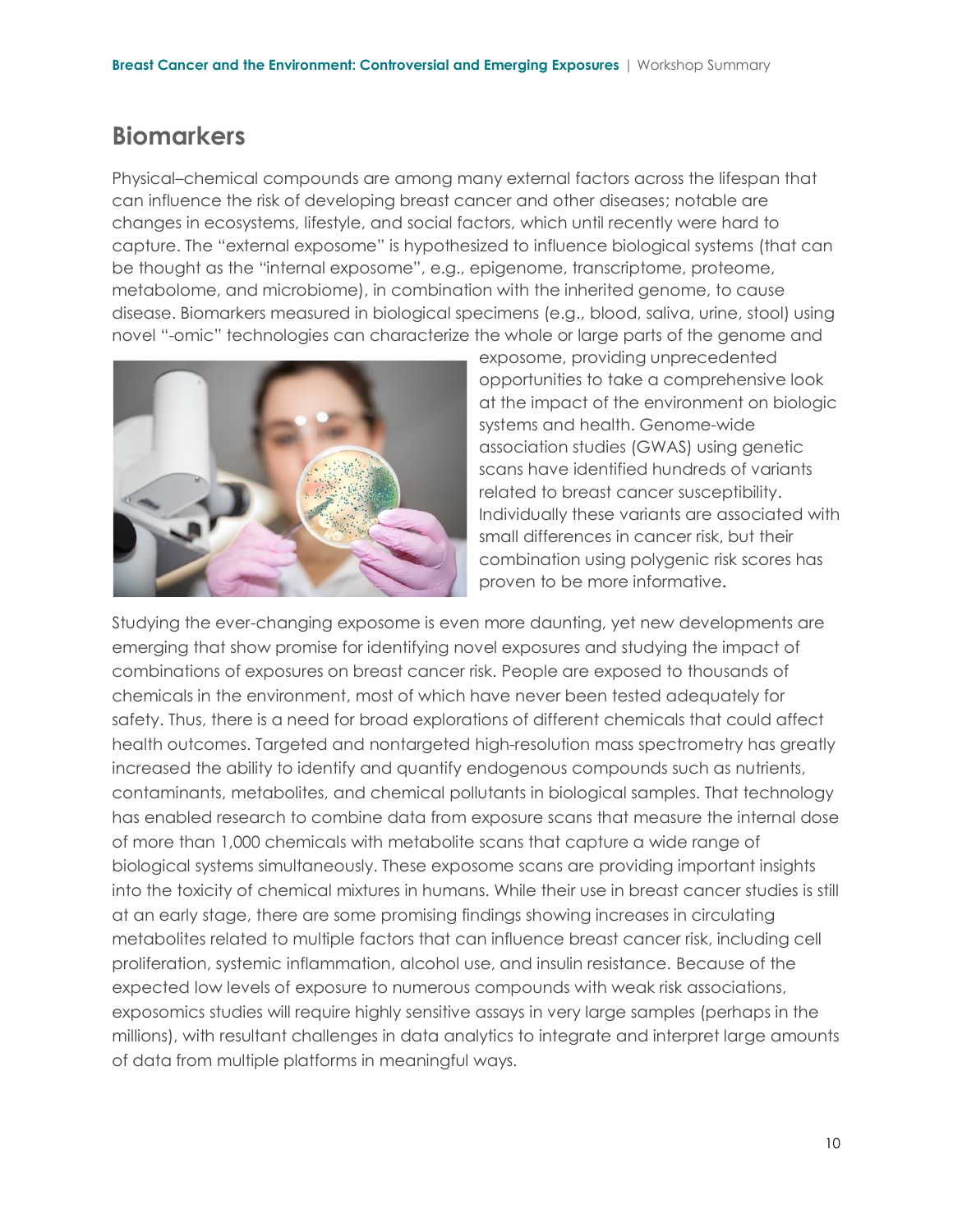## Biomarkers

Physical–chemical compounds are among many external factors across the lifespan that can influence the risk of developing breast cancer and other diseases; notable are changes in ecosystems, lifestyle, and social factors, which until recently were hard to capture. The "external exposome" is hypothesized to influence biological systems (that can be thought as the "internal exposome", e.g., epigenome, transcriptome, proteome, metabolome, and microbiome), in combination with the inherited genome, to cause disease. Biomarkers measured in biological specimens (e.g., blood, saliva, urine, stool) using novel "-omic" technologies can characterize the whole or large parts of the genome and exposome, providing unprecedented opportunities to take a comprehensive look at the impact of the environment on biologic systems and health. Genome-wide association studies (GWAS) using genetic scans have identified hundreds of variants related to breast cancer susceptibility. Individually these variants are associated with small differences in cancer risk, but their combination using polygenic risk scores has proven to be more informative.

Studying the ever-changing exposome is even more daunting, yet new developments are emerging that show promise for identifying novel exposures and studying the impact of combinations of exposures on breast cancer risk. People are exposed to thousands of chemicals in the environment, most of which have never been tested adequately for safety. Thus, there is a need for broad explorations of different chemicals that could affect health outcomes. Targeted and nontargeted high-resolution mass spectrometry has greatly increased the ability to identify and quantify endogenous compounds such as nutrients, contaminants, metabolites, and chemical pollutants in biological samples. That technology has enabled research to combine data from exposure scans that measure the internal dose of more than 1,000 chemicals with metabolite scans that capture a wide range of biological systems simultaneously. These exposome scans are providing important insights into the toxicity of chemical mixtures in humans. While their use in breast cancer studies is still at an early stage, there are some promising findings showing increases in circulating metabolites related to multiple factors that can influence breast cancer risk, including cell proliferation, systemic inflammation, alcohol use, and insulin resistance. Because of the expected low levels of exposure to numerous compounds with weak risk associations, exposomics studies will require highly sensitive assays in very large samples (perhaps in the millions), with resultant challenges in data analytics to integrate and interpret large amounts of data from multiple platforms in meaningful ways.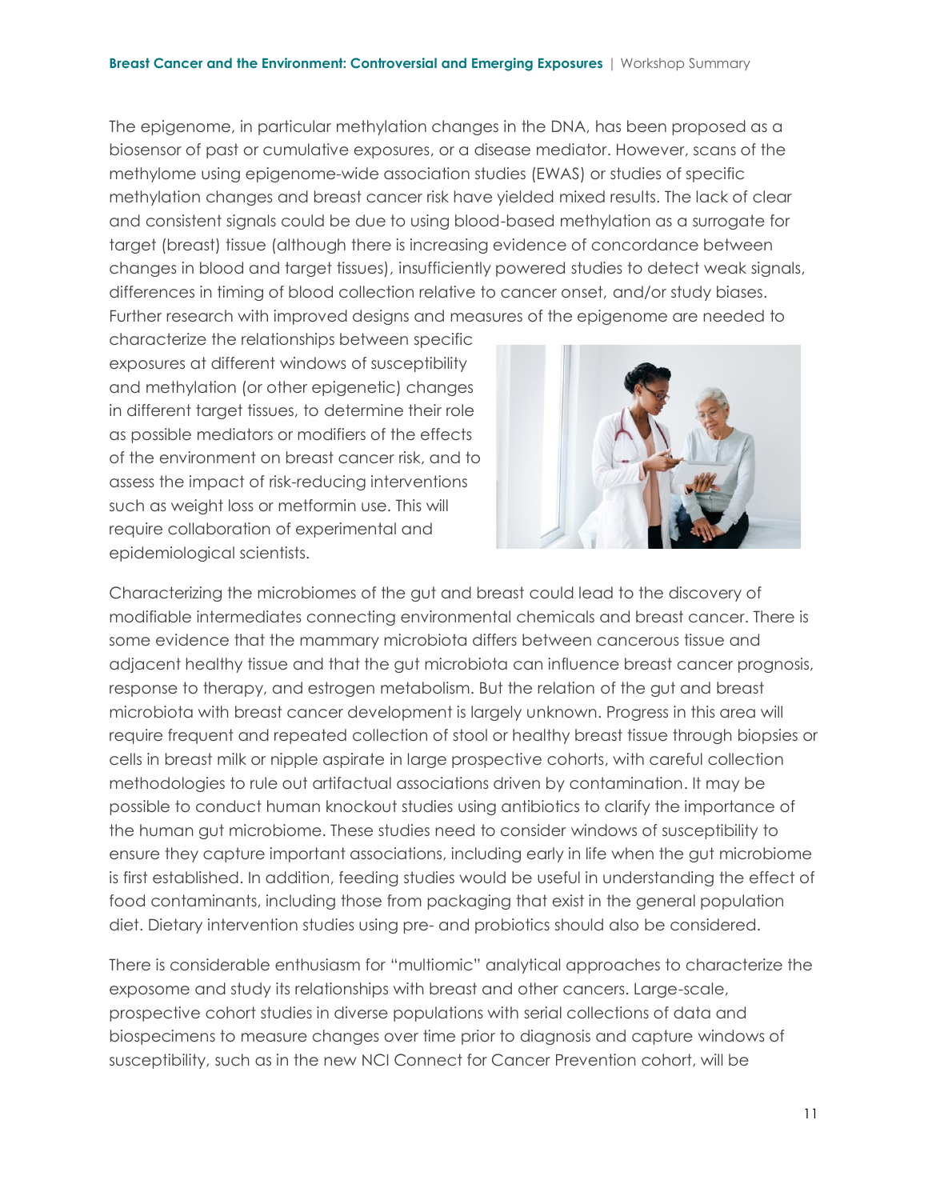The epigenome, in particular methylation changes in the DNA, has been proposed as a biosensor of past or cumulative exposures, or a disease mediator. However, scans of the methylome using epigenome-wide association studies (EWAS) or studies of specific methylation changes and breast cancer risk have yielded mixed results. The lack of clear and consistent signals could be due to using blood-based methylation as a surrogate for target (breast) tissue (although there is increasing evidence of concordance between changes in blood and target tissues), insufficiently powered studies to detect weak signals, differences in timing of blood collection relative to cancer onset, and/or study biases. Further research with improved designs and measures of the epigenome are needed to characterize the relationships between specific exposures at different windows of susceptibility and methylation (or other epigenetic) changes in different target tissues, to determine their role as possible mediators or modifiers of the effects of the environment on breast cancer risk, and to assess the impact of risk-reducing interventions such as weight loss or metformin use. This will require collaboration of experimental and epidemiological scientists.

Characterizing the microbiomes of the gut and breast could lead to the discovery of modifiable intermediates connecting environmental chemicals and breast cancer. There is some evidence that the mammary microbiota differs between cancerous tissue and adjacent healthy tissue and that the gut microbiota can influence breast cancer prognosis, response to therapy, and estrogen metabolism. But the relation of the gut and breast microbiota with breast cancer development is largely unknown. Progress in this area will require frequent and repeated collection of stool or healthy breast tissue through biopsies or cells in breast milk or nipple aspirate in large prospective cohorts, with careful collection methodologies to rule out artifactual associations driven by contamination. It may be possible to conduct human knockout studies using antibiotics to clarify the importance of the human gut microbiome. These studies need to consider windows of susceptibility to ensure they capture important associations, including early in life when the gut microbiome is first established. In addition, feeding studies would be useful in understanding the effect of food contaminants, including those from packaging that exist in the general population diet. Dietary intervention studies using pre- and probiotics should also be considered.

There is considerable enthusiasm for "multiomic" analytical approaches to characterize the exposome and study its relationships with breast and other cancers. Large-scale, prospective cohort studies in diverse populations with serial collections of data and biospecimens to measure changes over time prior to diagnosis and capture windows of susceptibility, such as in the new NCI Connect for Cancer Prevention cohort, will be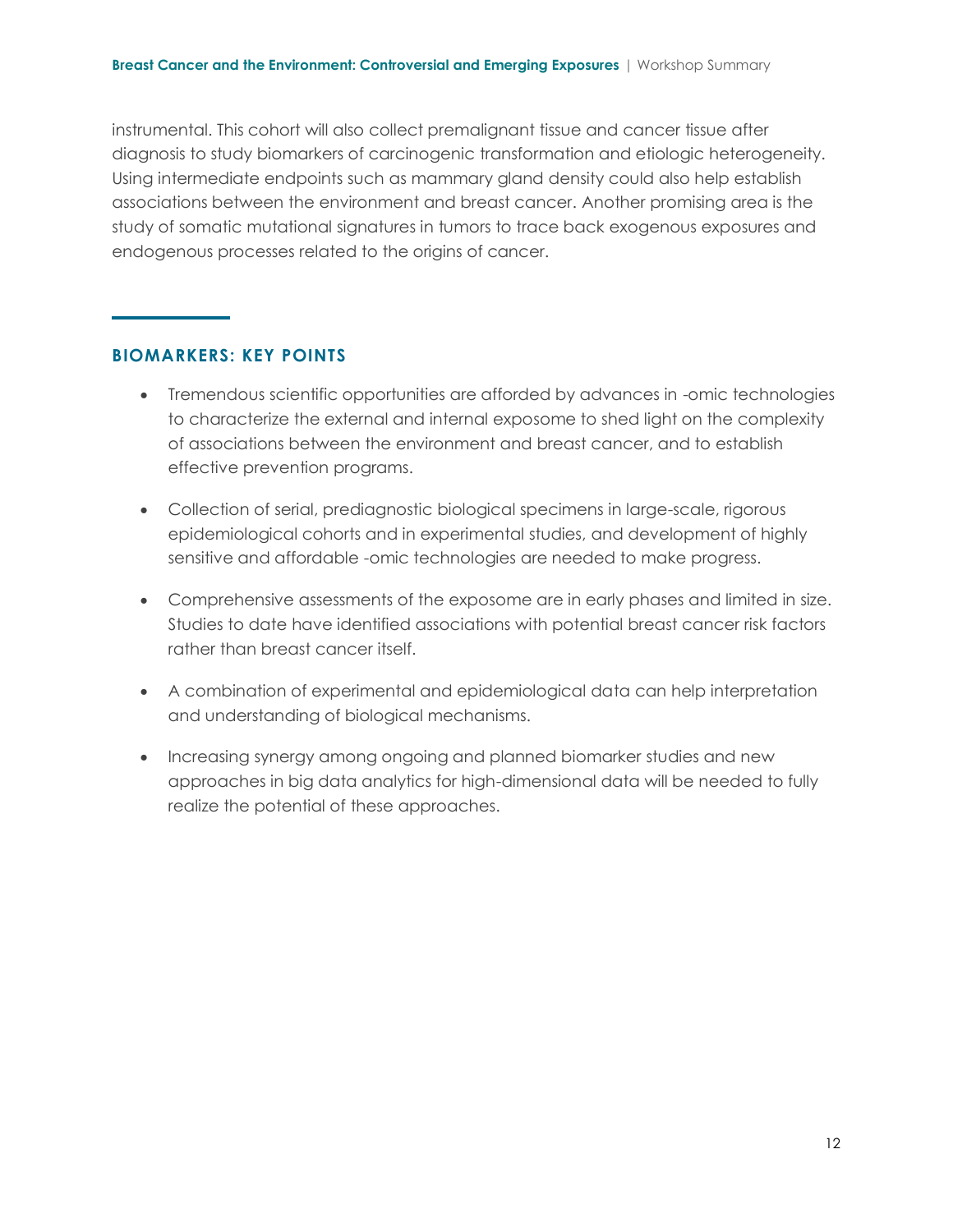instrumental. This cohort will also collect premalignant tissue and cancer tissue after diagnosis to study biomarkers of carcinogenic transformation and etiologic heterogeneity. Using intermediate endpoints such as mammary gland density could also help establish associations between the environment and breast cancer. Another promising area is the study of somatic mutational signatures in tumors to trace back exogenous exposures and endogenous processes related to the origins of cancer.

## BIOMARKERS: KEY POINTS

- Tremendous scientific opportunities are afforded by advances in -omic technologies to characterize the external and internal exposome to shed light on the complexity of associations between the environment and breast cancer, and to establish effective prevention programs.
- Collection of serial, prediagnostic biological specimens in large-scale, rigorous epidemiological cohorts and in experimental studies, and development of highly sensitive and affordable -omic technologies are needed to make progress.
- Comprehensive assessments of the exposome are in early phases and limited in size. Studies to date have identified associations with potential breast cancer risk factors rather than breast cancer itself.
- A combination of experimental and epidemiological data can help interpretation and understanding of biological mechanisms.
- Increasing synergy among ongoing and planned biomarker studies and new approaches in big data analytics for high-dimensional data will be needed to fully realize the potential of these approaches.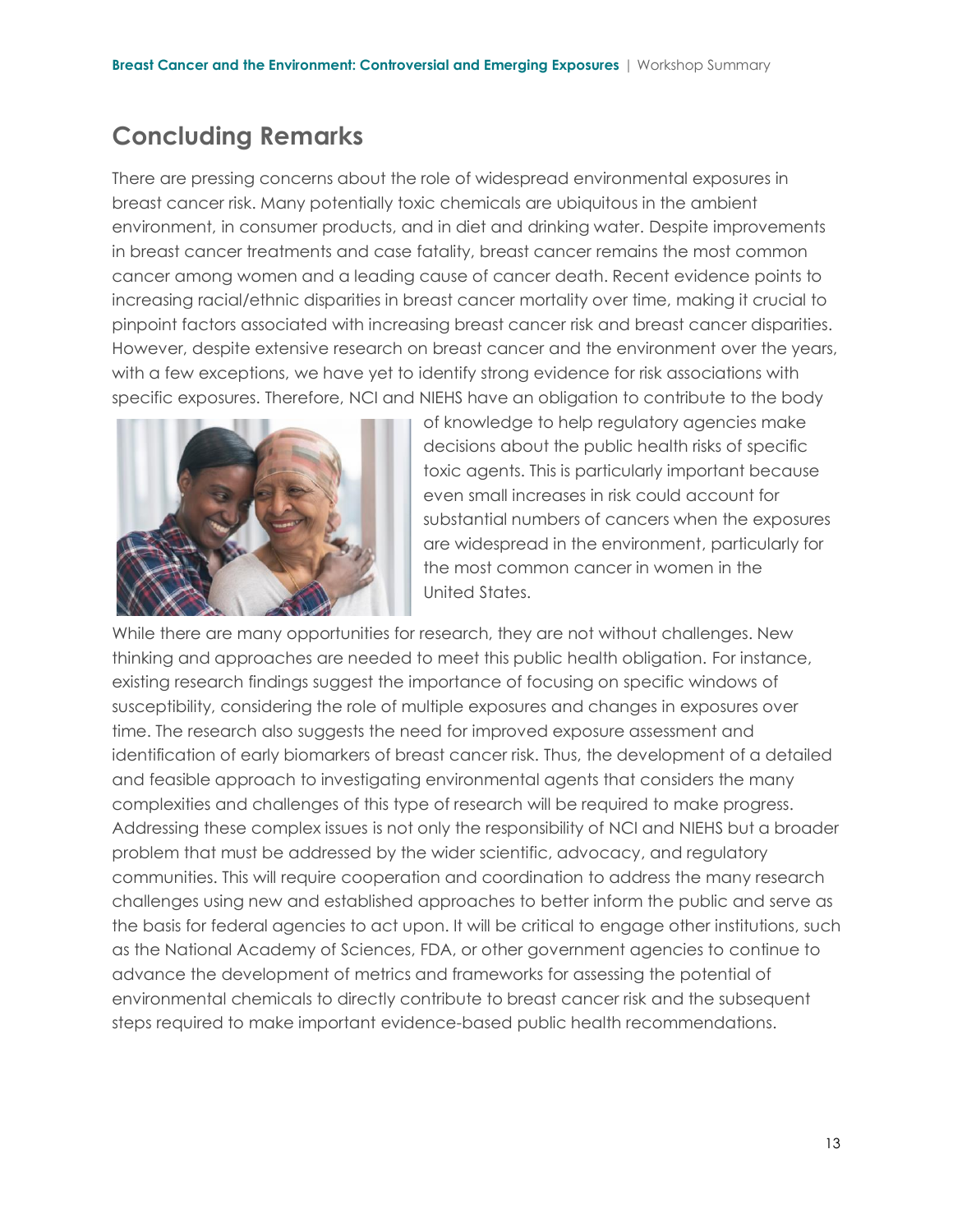## Concluding Remarks

There are pressing concerns about the role of widespread environmental exposures in breast cancer risk. Many potentially toxic chemicals are ubiquitous in the ambient environment, in consumer products, and in diet and drinking water. Despite improvements in breast cancer treatments and case fatality, breast cancer remains the most common cancer among women and a leading cause of cancer death. Recent evidence points to increasing racial/ethnic disparities in breast cancer mortality over time, making it crucial to pinpoint factors associated with increasing breast cancer risk and breast cancer disparities. However, despite extensive research on breast cancer and the environment over the years, with a few exceptions, we have yet to identify strong evidence for risk associations with specific exposures. Therefore, NCI and NIEHS have an obligation to contribute to the body of knowledge to help regulatory agencies make decisions about the public health risks of specific toxic agents. This is particularly important because even small increases in risk could account for substantial numbers of cancers when the exposures are widespread in the environment, particularly for the most common cancer in women in the United States.

While there are many opportunities for research, they are not without challenges. New thinking and approaches are needed to meet this public health obligation. For instance, existing research findings suggest the importance of focusing on specific windows of susceptibility, considering the role of multiple exposures and changes in exposures over time. The research also suggests the need for improved exposure assessment and identification of early biomarkers of breast cancer risk. Thus, the development of a detailed and feasible approach to investigating environmental agents that considers the many complexities and challenges of this type of research will be required to make progress. Addressing these complex issues is not only the responsibility of NCI and NIEHS but a broader problem that must be addressed by the wider scientific, advocacy, and regulatory communities. This will require cooperation and coordination to address the many research challenges using new and established approaches to better inform the public and serve as the basis for federal agencies to act upon. It will be critical to engage other institutions, such as the National Academy of Sciences, FDA, or other government agencies to continue to advance the development of metrics and frameworks for assessing the potential of environmental chemicals to directly contribute to breast cancer risk and the subsequent steps required to make important evidence-based public health recommendations.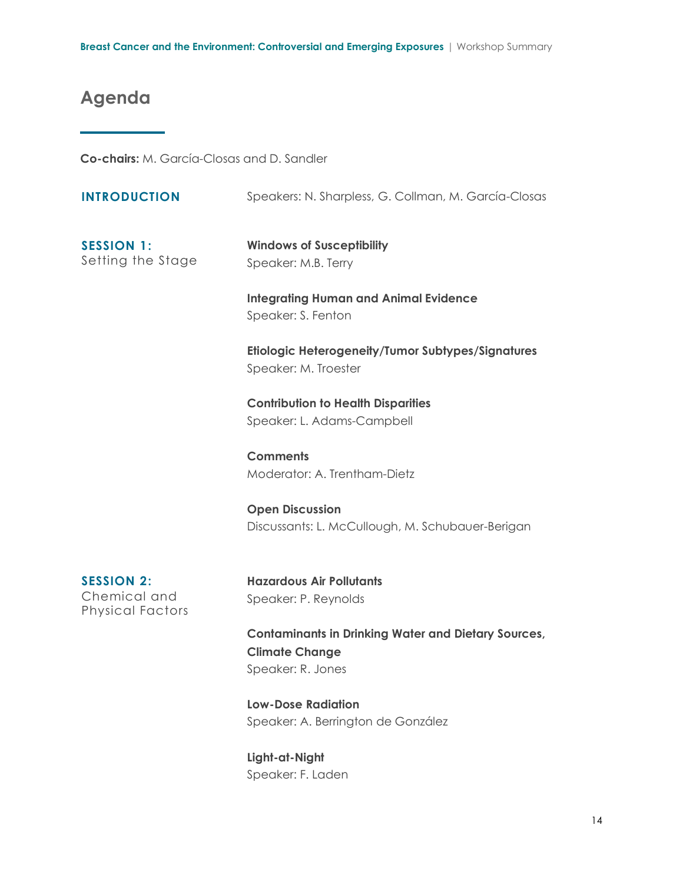# Agenda

**Co-chairs:** M. García-Closas and D. Sandler

## INTRODUCTION

Speakers: N. Sharpless, G. Collman, M. García-Closas

## SESSION 1: Setting the Stage

**Windows of Susceptibility**
Speaker: M.B. Terry

**Integrating Human and Animal Evidence**
Speaker: S. Fenton

**Etiologic Heterogeneity/Tumor Subtypes/Signatures**
Speaker: M. Troester

**Contribution to Health Disparities**
Speaker: L. Adams-Campbell

**Comments**
Moderator: A. Trentham-Dietz

**Open Discussion**
Discussants: L. McCullough, M. Schubauer-Berigan

## SESSION 2: Chemical and Physical Factors

**Hazardous Air Pollutants**
Speaker: P. Reynolds

**Contaminants in Drinking Water and Dietary Sources, Climate Change**
Speaker: R. Jones

**Low-Dose Radiation**
Speaker: A. Berrington de González

**Light-at-Night**
Speaker: F. Laden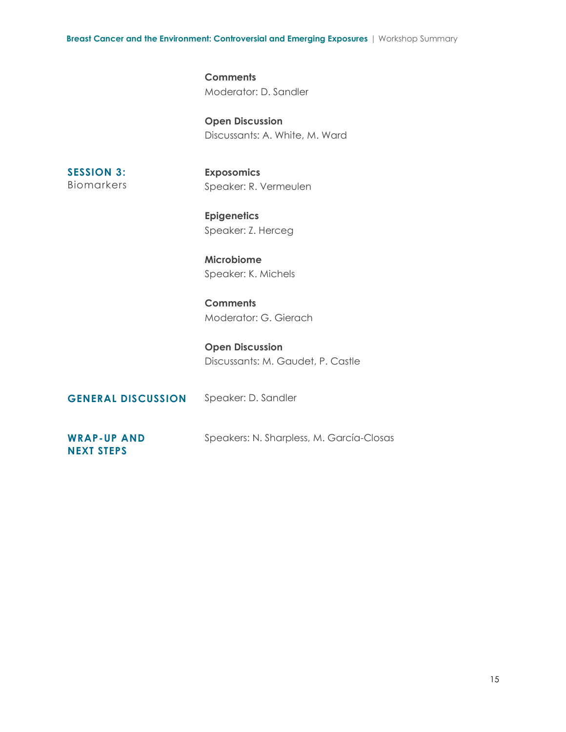**Comments**
Moderator: D. Sandler

**Open Discussion**
Discussants: A. White, M. Ward

## SESSION 3: Biomarkers

**Exposomics**
Speaker: R. Vermeulen

**Epigenetics**
Speaker: Z. Herceg

**Microbiome**
Speaker: K. Michels

**Comments**
Moderator: G. Gierach

**Open Discussion**
Discussants: M. Gaudet, P. Castle

## GENERAL DISCUSSION

Speaker: D. Sandler

## WRAP-UP AND NEXT STEPS

Speakers: N. Sharpless, M. García-Closas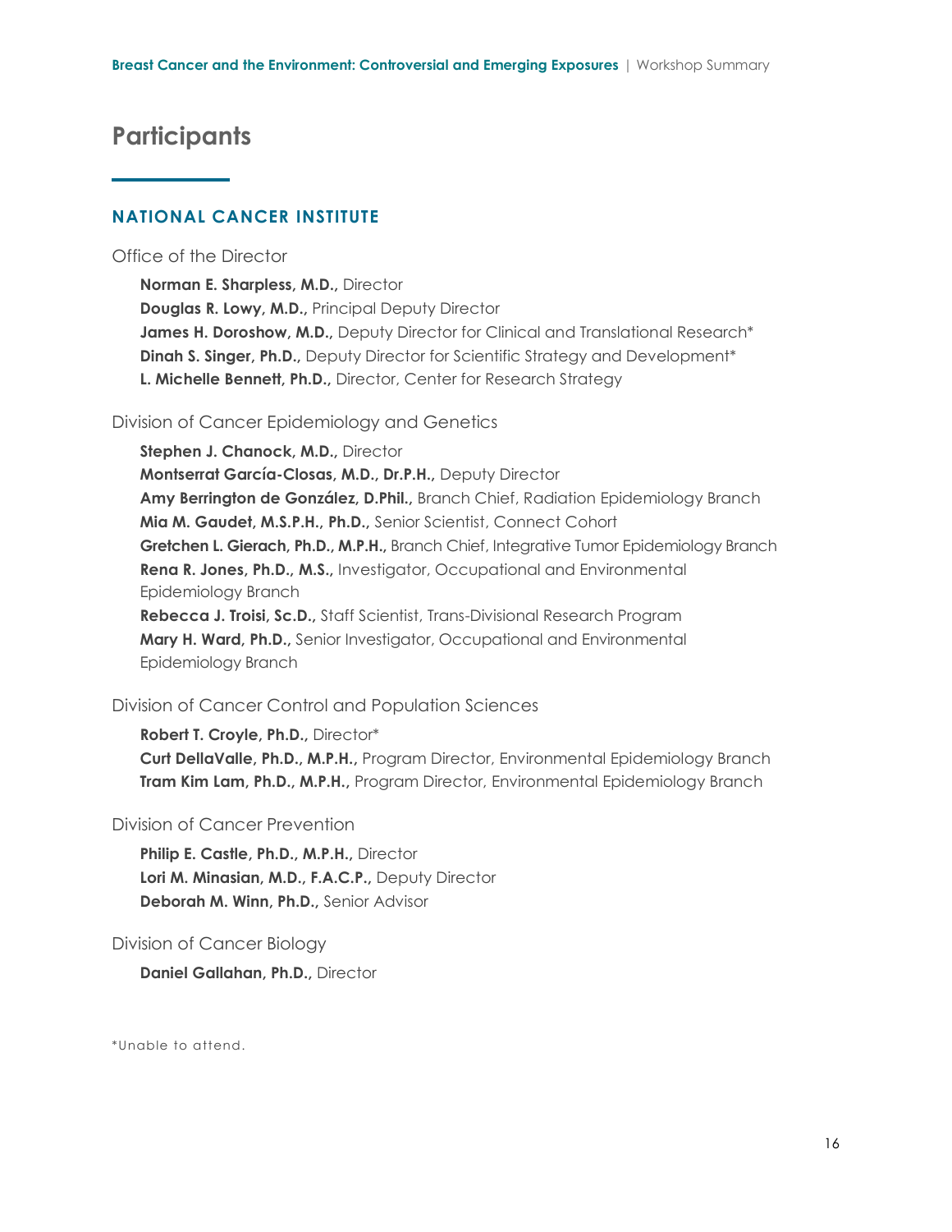# Participants

## NATIONAL CANCER INSTITUTE

### Office of the Director

**Norman E. Sharpless, M.D.,** Director
**Douglas R. Lowy, M.D.,** Principal Deputy Director
**James H. Doroshow, M.D.,** Deputy Director for Clinical and Translational Research*
**Dinah S. Singer, Ph.D.,** Deputy Director for Scientific Strategy and Development*
**L. Michelle Bennett, Ph.D.,** Director, Center for Research Strategy

### Division of Cancer Epidemiology and Genetics

**Stephen J. Chanock, M.D.,** Director
**Montserrat García-Closas, M.D., Dr.P.H.,** Deputy Director
**Amy Berrington de González, D.Phil.,** Branch Chief, Radiation Epidemiology Branch
**Mia M. Gaudet, M.S.P.H., Ph.D.,** Senior Scientist, Connect Cohort
**Gretchen L. Gierach, Ph.D., M.P.H.,** Branch Chief, Integrative Tumor Epidemiology Branch
**Rena R. Jones, Ph.D., M.S.,** Investigator, Occupational and Environmental Epidemiology Branch
**Rebecca J. Troisi, Sc.D.,** Staff Scientist, Trans-Divisional Research Program
**Mary H. Ward, Ph.D.,** Senior Investigator, Occupational and Environmental Epidemiology Branch

### Division of Cancer Control and Population Sciences

**Robert T. Croyle, Ph.D.,** Director*
**Curt DellaValle, Ph.D., M.P.H.,** Program Director, Environmental Epidemiology Branch
**Tram Kim Lam, Ph.D., M.P.H.,** Program Director, Environmental Epidemiology Branch

### Division of Cancer Prevention

**Philip E. Castle, Ph.D., M.P.H.,** Director
**Lori M. Minasian, M.D., F.A.C.P.,** Deputy Director
**Deborah M. Winn, Ph.D.,** Senior Advisor

### Division of Cancer Biology

**Daniel Gallahan, Ph.D.,** Director

*Unable to attend.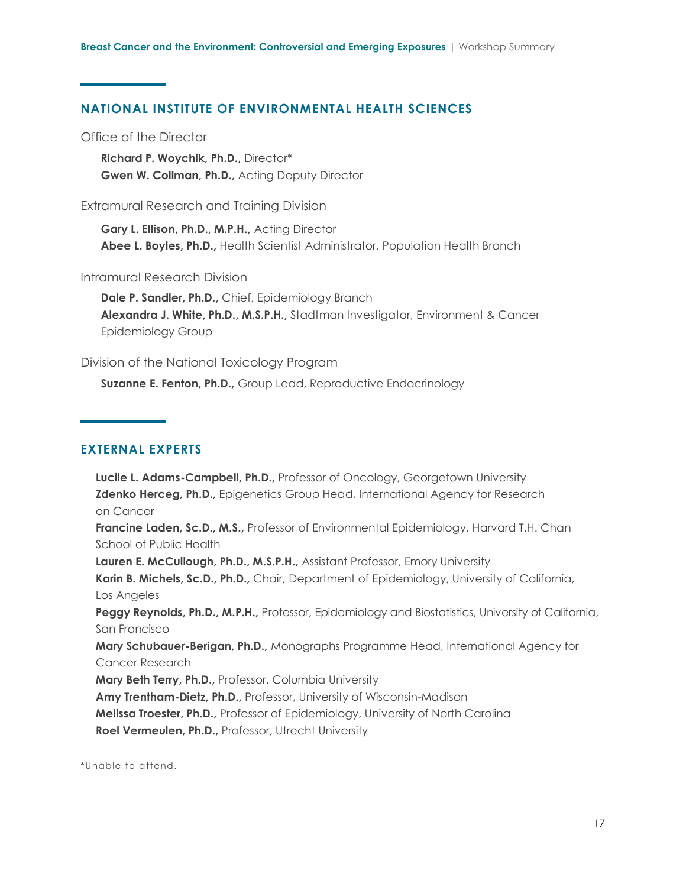## NATIONAL INSTITUTE OF ENVIRONMENTAL HEALTH SCIENCES

Office of the Director

**Richard P. Woychik, Ph.D.,** Director*
**Gwen W. Collman, Ph.D.,** Acting Deputy Director

Extramural Research and Training Division

**Gary L. Ellison, Ph.D., M.P.H.,** Acting Director
**Abee L. Boyles, Ph.D.,** Health Scientist Administrator, Population Health Branch

Intramural Research Division

**Dale P. Sandler, Ph.D.,** Chief, Epidemiology Branch
**Alexandra J. White, Ph.D., M.S.P.H.,** Stadtman Investigator, Environment & Cancer Epidemiology Group

Division of the National Toxicology Program

**Suzanne E. Fenton, Ph.D.,** Group Lead, Reproductive Endocrinology

## EXTERNAL EXPERTS

**Lucile L. Adams-Campbell, Ph.D.,** Professor of Oncology, Georgetown University
**Zdenko Herceg, Ph.D.,** Epigenetics Group Head, International Agency for Research on Cancer
**Francine Laden, Sc.D., M.S.,** Professor of Environmental Epidemiology, Harvard T.H. Chan School of Public Health
**Lauren E. McCullough, Ph.D., M.S.P.H.,** Assistant Professor, Emory University
**Karin B. Michels, Sc.D., Ph.D.,** Chair, Department of Epidemiology, University of California, Los Angeles
**Peggy Reynolds, Ph.D., M.P.H.,** Professor, Epidemiology and Biostatistics, University of California, San Francisco
**Mary Schubauer-Berigan, Ph.D.,** Monographs Programme Head, International Agency for Cancer Research
**Mary Beth Terry, Ph.D.,** Professor, Columbia University
**Amy Trentham-Dietz, Ph.D.,** Professor, University of Wisconsin-Madison
**Melissa Troester, Ph.D.,** Professor of Epidemiology, University of North Carolina
**Roel Vermeulen, Ph.D.,** Professor, Utrecht University

*Unable to attend.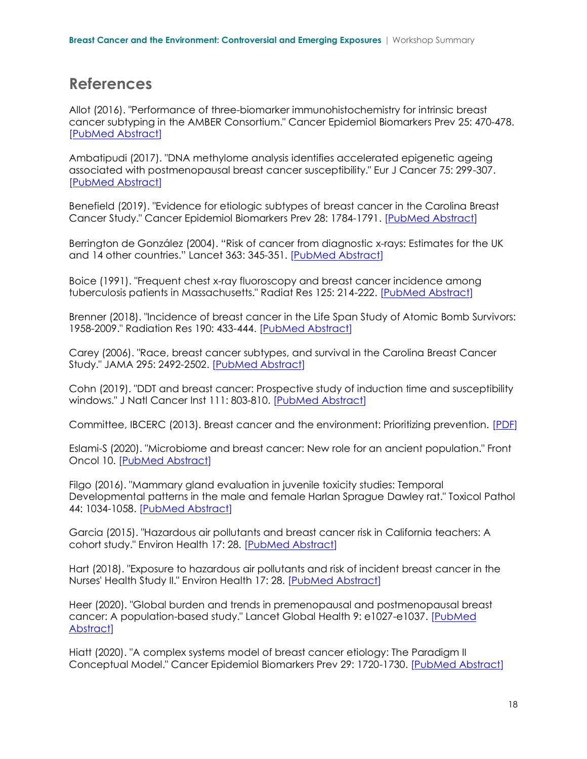## References

Allot (2016). "Performance of three-biomarker immunohistochemistry for intrinsic breast cancer subtyping in the AMBER Consortium." Cancer Epidemiol Biomarkers Prev 25: 470-478. [PubMed Abstract]

Ambatipudi (2017). "DNA methylome analysis identifies accelerated epigenetic ageing associated with postmenopausal breast cancer susceptibility." Eur J Cancer 75: 299-307. [PubMed Abstract]

Benefield (2019). "Evidence for etiologic subtypes of breast cancer in the Carolina Breast Cancer Study." Cancer Epidemiol Biomarkers Prev 28: 1784-1791. [PubMed Abstract]

Berrington de González (2004). "Risk of cancer from diagnostic x-rays: Estimates for the UK and 14 other countries." Lancet 363: 345-351. [PubMed Abstract]

Boice (1991). "Frequent chest x-ray fluoroscopy and breast cancer incidence among tuberculosis patients in Massachusetts." Radiat Res 125: 214-222. [PubMed Abstract]

Brenner (2018). "Incidence of breast cancer in the Life Span Study of Atomic Bomb Survivors: 1958-2009." Radiation Res 190: 433-444. [PubMed Abstract]

Carey (2006). "Race, breast cancer subtypes, and survival in the Carolina Breast Cancer Study." JAMA 295: 2492-2502. [PubMed Abstract]

Cohn (2019). "DDT and breast cancer: Prospective study of induction time and susceptibility windows." J Natl Cancer Inst 111: 803-810. [PubMed Abstract]

Committee, IBCERC (2013). Breast cancer and the environment: Prioritizing prevention. [PDF]

Eslami-S (2020). "Microbiome and breast cancer: New role for an ancient population." Front Oncol 10. [PubMed Abstract]

Filgo (2016). "Mammary gland evaluation in juvenile toxicity studies: Temporal Developmental patterns in the male and female Harlan Sprague Dawley rat." Toxicol Pathol 44: 1034-1058. [PubMed Abstract]

Garcia (2015). "Hazardous air pollutants and breast cancer risk in California teachers: A cohort study." Environ Health 17: 28. [PubMed Abstract]

Hart (2018). "Exposure to hazardous air pollutants and risk of incident breast cancer in the Nurses' Health Study II." Environ Health 17: 28. [PubMed Abstract]

Heer (2020). "Global burden and trends in premenopausal and postmenopausal breast cancer: A population-based study." Lancet Global Health 9: e1027-e1037. [PubMed Abstract]

Hiatt (2020). "A complex systems model of breast cancer etiology: The Paradigm II Conceptual Model." Cancer Epidemiol Biomarkers Prev 29: 1720-1730. [PubMed Abstract]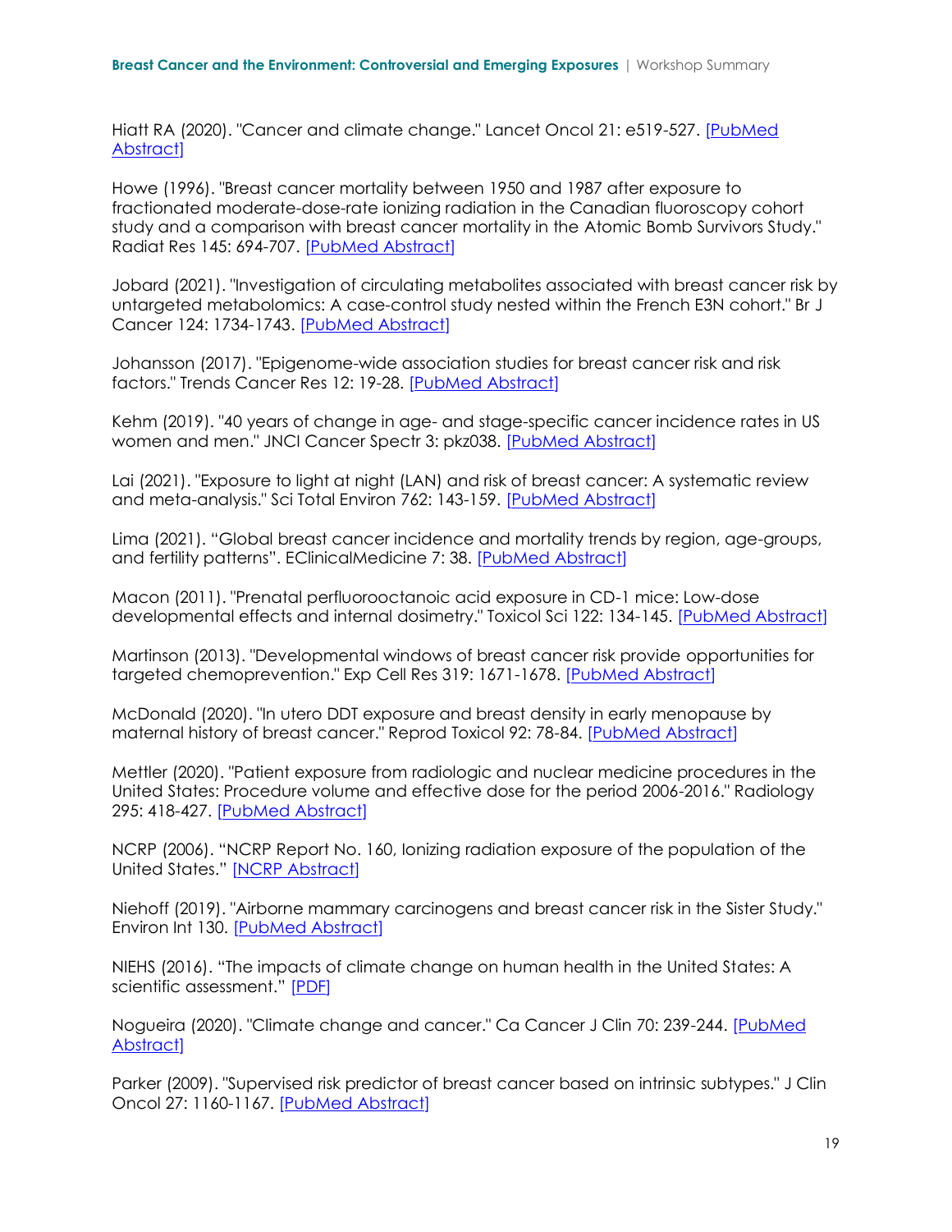Hiatt RA (2020). "Cancer and climate change." Lancet Oncol 21: e519-527. [PubMed Abstract]

Howe (1996). "Breast cancer mortality between 1950 and 1987 after exposure to fractionated moderate-dose-rate ionizing radiation in the Canadian fluoroscopy cohort study and a comparison with breast cancer mortality in the Atomic Bomb Survivors Study." Radiat Res 145: 694-707. [PubMed Abstract]

Jobard (2021). "Investigation of circulating metabolites associated with breast cancer risk by untargeted metabolomics: A case-control study nested within the French E3N cohort." Br J Cancer 124: 1734-1743. [PubMed Abstract]

Johansson (2017). "Epigenome-wide association studies for breast cancer risk and risk factors." Trends Cancer Res 12: 19-28. [PubMed Abstract]

Kehm (2019). "40 years of change in age- and stage-specific cancer incidence rates in US women and men." JNCI Cancer Spectr 3: pkz038. [PubMed Abstract]

Lai (2021). "Exposure to light at night (LAN) and risk of breast cancer: A systematic review and meta-analysis." Sci Total Environ 762: 143-159. [PubMed Abstract]

Lima (2021). "Global breast cancer incidence and mortality trends by region, age-groups, and fertility patterns". EClinicalMedicine 7: 38. [PubMed Abstract]

Macon (2011). "Prenatal perfluorooctanoic acid exposure in CD-1 mice: Low-dose developmental effects and internal dosimetry." Toxicol Sci 122: 134-145. [PubMed Abstract]

Martinson (2013). "Developmental windows of breast cancer risk provide opportunities for targeted chemoprevention." Exp Cell Res 319: 1671-1678. [PubMed Abstract]

McDonald (2020). "In utero DDT exposure and breast density in early menopause by maternal history of breast cancer." Reprod Toxicol 92: 78-84. [PubMed Abstract]

Mettler (2020). "Patient exposure from radiologic and nuclear medicine procedures in the United States: Procedure volume and effective dose for the period 2006-2016." Radiology 295: 418-427. [PubMed Abstract]

NCRP (2006). "NCRP Report No. 160, Ionizing radiation exposure of the population of the United States." [NCRP Abstract]

Niehoff (2019). "Airborne mammary carcinogens and breast cancer risk in the Sister Study." Environ Int 130. [PubMed Abstract]

NIEHS (2016). "The impacts of climate change on human health in the United States: A scientific assessment." [PDF]

Nogueira (2020). "Climate change and cancer." Ca Cancer J Clin 70: 239-244. [PubMed Abstract]

Parker (2009). "Supervised risk predictor of breast cancer based on intrinsic subtypes." J Clin Oncol 27: 1160-1167. [PubMed Abstract]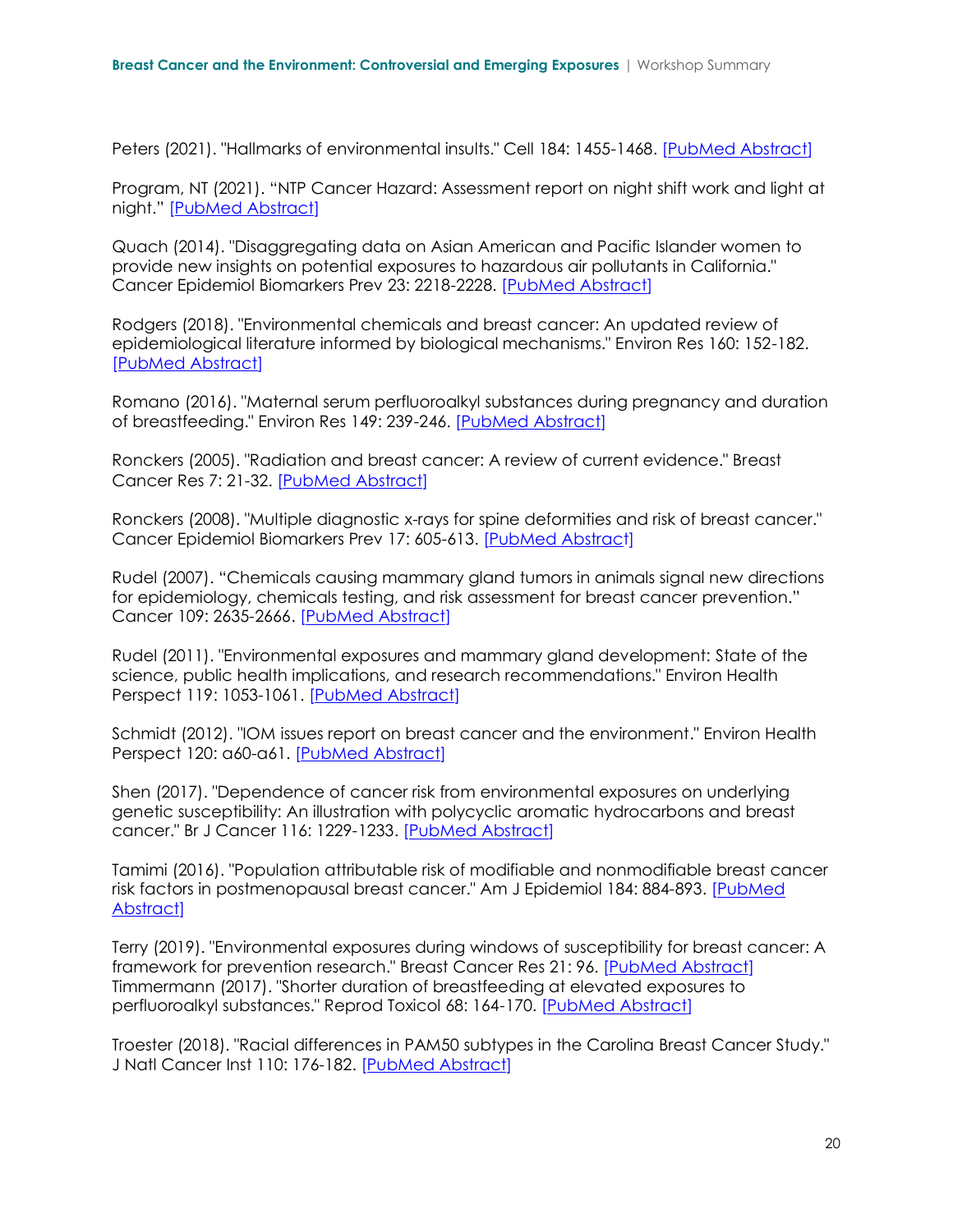Peters (2021). "Hallmarks of environmental insults." Cell 184: 1455-1468. [PubMed Abstract]

Program, NT (2021). "NTP Cancer Hazard: Assessment report on night shift work and light at night." [PubMed Abstract]

Quach (2014). "Disaggregating data on Asian American and Pacific Islander women to provide new insights on potential exposures to hazardous air pollutants in California." Cancer Epidemiol Biomarkers Prev 23: 2218-2228. [PubMed Abstract]

Rodgers (2018). "Environmental chemicals and breast cancer: An updated review of epidemiological literature informed by biological mechanisms." Environ Res 160: 152-182. [PubMed Abstract]

Romano (2016). "Maternal serum perfluoroalkyl substances during pregnancy and duration of breastfeeding." Environ Res 149: 239-246. [PubMed Abstract]

Ronckers (2005). "Radiation and breast cancer: A review of current evidence." Breast Cancer Res 7: 21-32. [PubMed Abstract]

Ronckers (2008). "Multiple diagnostic x-rays for spine deformities and risk of breast cancer." Cancer Epidemiol Biomarkers Prev 17: 605-613. [PubMed Abstract]

Rudel (2007). "Chemicals causing mammary gland tumors in animals signal new directions for epidemiology, chemicals testing, and risk assessment for breast cancer prevention." Cancer 109: 2635-2666. [PubMed Abstract]

Rudel (2011). "Environmental exposures and mammary gland development: State of the science, public health implications, and research recommendations." Environ Health Perspect 119: 1053-1061. [PubMed Abstract]

Schmidt (2012). "IOM issues report on breast cancer and the environment." Environ Health Perspect 120: a60-a61. [PubMed Abstract]

Shen (2017). "Dependence of cancer risk from environmental exposures on underlying genetic susceptibility: An illustration with polycyclic aromatic hydrocarbons and breast cancer." Br J Cancer 116: 1229-1233. [PubMed Abstract]

Tamimi (2016). "Population attributable risk of modifiable and nonmodifiable breast cancer risk factors in postmenopausal breast cancer." Am J Epidemiol 184: 884-893. [PubMed Abstract]

Terry (2019). "Environmental exposures during windows of susceptibility for breast cancer: A framework for prevention research." Breast Cancer Res 21: 96. [PubMed Abstract]

Timmermann (2017). "Shorter duration of breastfeeding at elevated exposures to perfluoroalkyl substances." Reprod Toxicol 68: 164-170. [PubMed Abstract]

Troester (2018). "Racial differences in PAM50 subtypes in the Carolina Breast Cancer Study." J Natl Cancer Inst 110: 176-182. [PubMed Abstract]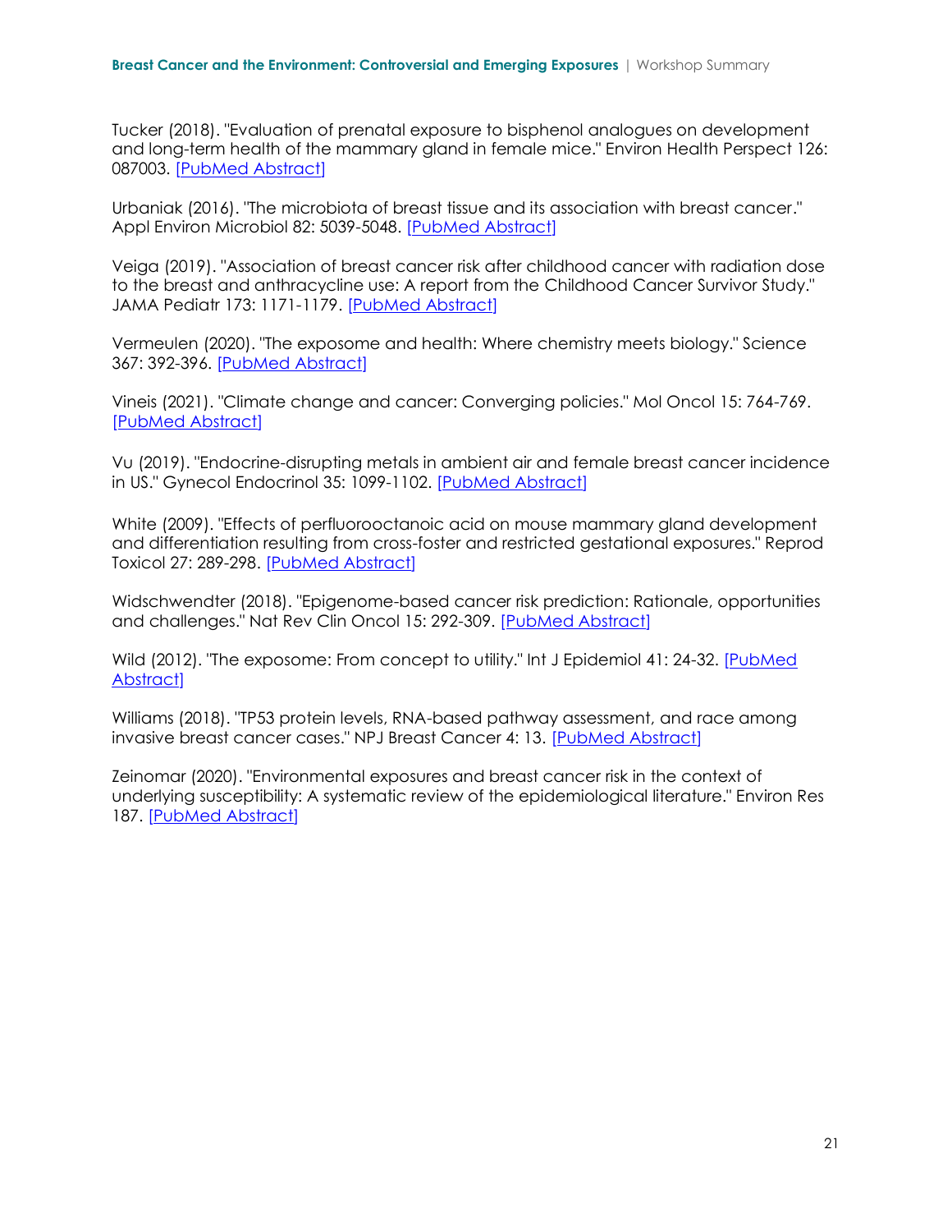Tucker (2018). "Evaluation of prenatal exposure to bisphenol analogues on development and long-term health of the mammary gland in female mice." Environ Health Perspect 126: 087003. [PubMed Abstract]

Urbaniak (2016). "The microbiota of breast tissue and its association with breast cancer." Appl Environ Microbiol 82: 5039-5048. [PubMed Abstract]

Veiga (2019). "Association of breast cancer risk after childhood cancer with radiation dose to the breast and anthracycline use: A report from the Childhood Cancer Survivor Study." JAMA Pediatr 173: 1171-1179. [PubMed Abstract]

Vermeulen (2020). "The exposome and health: Where chemistry meets biology." Science 367: 392-396. [PubMed Abstract]

Vineis (2021). "Climate change and cancer: Converging policies." Mol Oncol 15: 764-769. [PubMed Abstract]

Vu (2019). "Endocrine-disrupting metals in ambient air and female breast cancer incidence in US." Gynecol Endocrinol 35: 1099-1102. [PubMed Abstract]

White (2009). "Effects of perfluorooctanoic acid on mouse mammary gland development and differentiation resulting from cross-foster and restricted gestational exposures." Reprod Toxicol 27: 289-298. [PubMed Abstract]

Widschwendter (2018). "Epigenome-based cancer risk prediction: Rationale, opportunities and challenges." Nat Rev Clin Oncol 15: 292-309. [PubMed Abstract]

Wild (2012). "The exposome: From concept to utility." Int J Epidemiol 41: 24-32. [PubMed Abstract]

Williams (2018). "TP53 protein levels, RNA-based pathway assessment, and race among invasive breast cancer cases." NPJ Breast Cancer 4: 13. [PubMed Abstract]

Zeinomar (2020). "Environmental exposures and breast cancer risk in the context of underlying susceptibility: A systematic review of the epidemiological literature." Environ Res 187. [PubMed Abstract]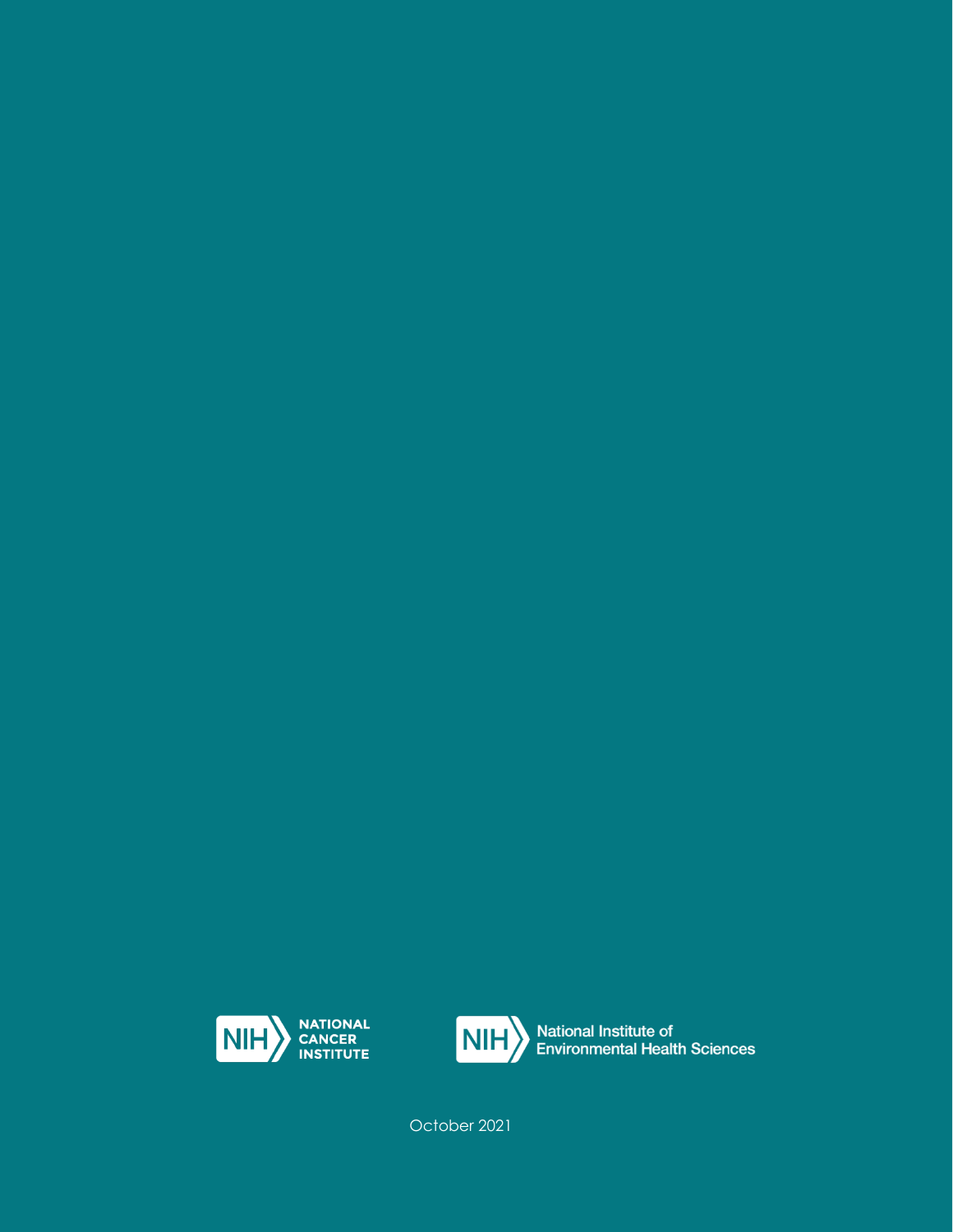NIH NATIONAL CANCER INSTITUTE

NIH National Institute of Environmental Health Sciences

October 2021